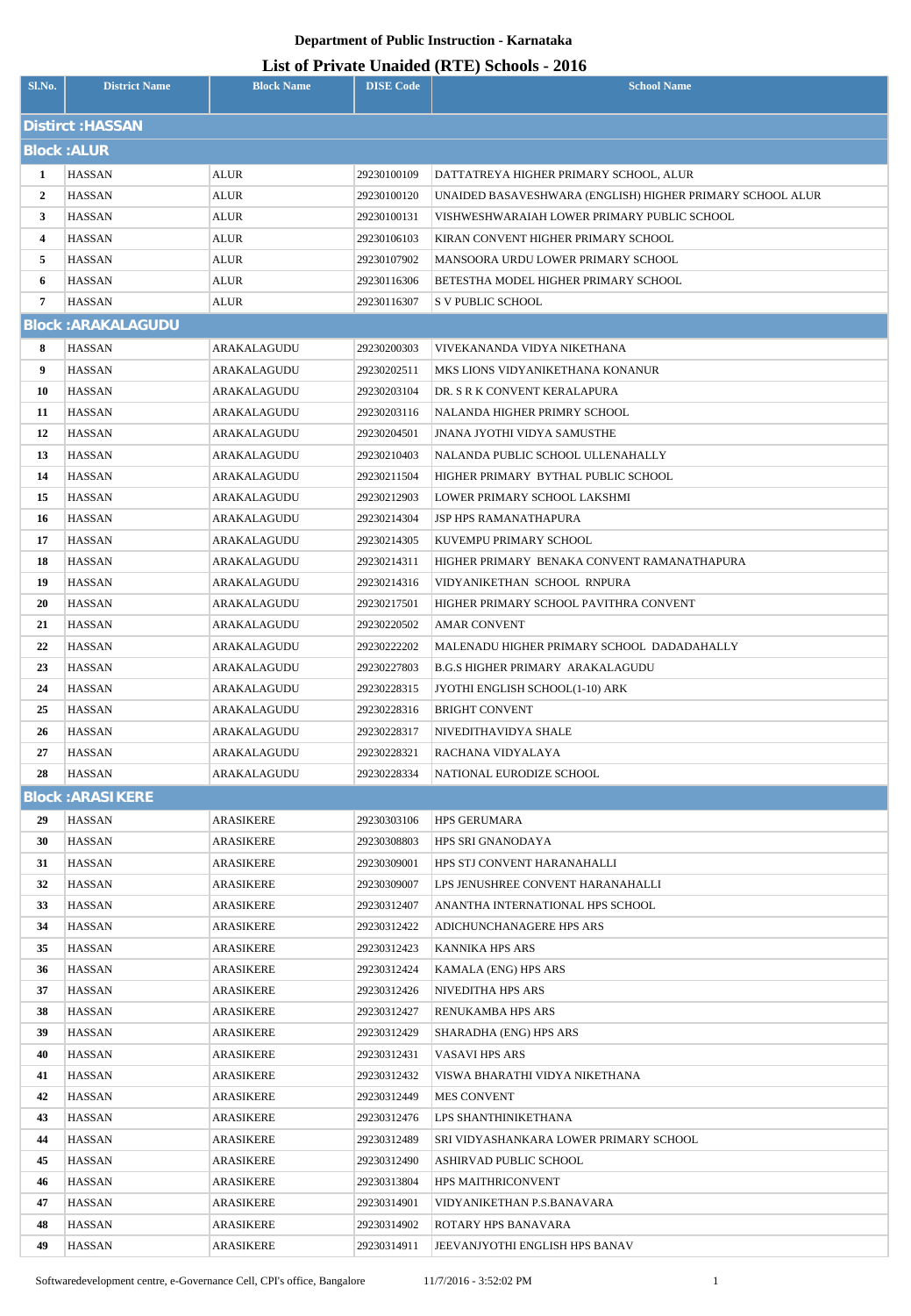**Department of Public Instruction - Karnataka**

**List of Private Unaided (RTE) Schools - 2016**

| Sl.No. | District Name | Block Name | DISE Code | School Name |
|---|---|---|---|---|
| **Distirct :HASSAN** | | | | |
| **Block :ALUR** | | | | |
| 1 | HASSAN | ALUR | 29230100109 | DATTATREYA HIGHER PRIMARY SCHOOL, ALUR |
| 2 | HASSAN | ALUR | 29230100120 | UNAIDED BASAVESHWARA (ENGLISH) HIGHER PRIMARY SCHOOL ALUR |
| 3 | HASSAN | ALUR | 29230100131 | VISHWESHWARAIAH LOWER PRIMARY PUBLIC SCHOOL |
| 4 | HASSAN | ALUR | 29230106103 | KIRAN CONVENT HIGHER PRIMARY SCHOOL |
| 5 | HASSAN | ALUR | 29230107902 | MANSOORA URDU LOWER PRIMARY SCHOOL |
| 6 | HASSAN | ALUR | 29230116306 | BETESTHA MODEL HIGHER PRIMARY SCHOOL |
| 7 | HASSAN | ALUR | 29230116307 | S V PUBLIC SCHOOL |
| **Block :ARAKALAGUDU** | | | | |
| 8 | HASSAN | ARAKALAGUDU | 29230200303 | VIVEKANANDA VIDYA NIKETHANA |
| 9 | HASSAN | ARAKALAGUDU | 29230202511 | MKS LIONS VIDYANIKETHANA KONANUR |
| 10 | HASSAN | ARAKALAGUDU | 29230203104 | DR. S R K CONVENT KERALAPURA |
| 11 | HASSAN | ARAKALAGUDU | 29230203116 | NALANDA HIGHER PRIMRY SCHOOL |
| 12 | HASSAN | ARAKALAGUDU | 29230204501 | JNANA JYOTHI VIDYA SAMUSTHE |
| 13 | HASSAN | ARAKALAGUDU | 29230210403 | NALANDA PUBLIC SCHOOL ULLENAHALLY |
| 14 | HASSAN | ARAKALAGUDU | 29230211504 | HIGHER PRIMARY BYTHAL PUBLIC SCHOOL |
| 15 | HASSAN | ARAKALAGUDU | 29230212903 | LOWER PRIMARY SCHOOL LAKSHMI |
| 16 | HASSAN | ARAKALAGUDU | 29230214304 | JSP HPS RAMANATHAPURA |
| 17 | HASSAN | ARAKALAGUDU | 29230214305 | KUVEMPU PRIMARY SCHOOL |
| 18 | HASSAN | ARAKALAGUDU | 29230214311 | HIGHER PRIMARY BENAKA CONVENT RAMANATHAPURA |
| 19 | HASSAN | ARAKALAGUDU | 29230214316 | VIDYANIKETHAN SCHOOL RNPURA |
| 20 | HASSAN | ARAKALAGUDU | 29230217501 | HIGHER PRIMARY SCHOOL PAVITHRA CONVENT |
| 21 | HASSAN | ARAKALAGUDU | 29230220502 | AMAR CONVENT |
| 22 | HASSAN | ARAKALAGUDU | 29230222202 | MALENADU HIGHER PRIMARY SCHOOL DADADAHALLY |
| 23 | HASSAN | ARAKALAGUDU | 29230227803 | B.G.S HIGHER PRIMARY ARAKALAGUDU |
| 24 | HASSAN | ARAKALAGUDU | 29230228315 | JYOTHI ENGLISH SCHOOL(1-10) ARK |
| 25 | HASSAN | ARAKALAGUDU | 29230228316 | BRIGHT CONVENT |
| 26 | HASSAN | ARAKALAGUDU | 29230228317 | NIVEDITHAVIDYA SHALE |
| 27 | HASSAN | ARAKALAGUDU | 29230228321 | RACHANA VIDYALAYA |
| 28 | HASSAN | ARAKALAGUDU | 29230228334 | NATIONAL EURODIZE SCHOOL |
| **Block :ARASIKERE** | | | | |
| 29 | HASSAN | ARASIKERE | 29230303106 | HPS GERUMARA |
| 30 | HASSAN | ARASIKERE | 29230308803 | HPS SRI GNANODAYA |
| 31 | HASSAN | ARASIKERE | 29230309001 | HPS STJ CONVENT HARANAHALLI |
| 32 | HASSAN | ARASIKERE | 29230309007 | LPS JENUSHREE CONVENT HARANAHALLI |
| 33 | HASSAN | ARASIKERE | 29230312407 | ANANTHA INTERNATIONAL HPS SCHOOL |
| 34 | HASSAN | ARASIKERE | 29230312422 | ADICHUNCHANAGERE HPS ARS |
| 35 | HASSAN | ARASIKERE | 29230312423 | KANNIKA HPS ARS |
| 36 | HASSAN | ARASIKERE | 29230312424 | KAMALA (ENG) HPS ARS |
| 37 | HASSAN | ARASIKERE | 29230312426 | NIVEDITHA HPS ARS |
| 38 | HASSAN | ARASIKERE | 29230312427 | RENUKAMBA HPS ARS |
| 39 | HASSAN | ARASIKERE | 29230312429 | SHARADHA (ENG) HPS ARS |
| 40 | HASSAN | ARASIKERE | 29230312431 | VASAVI HPS ARS |
| 41 | HASSAN | ARASIKERE | 29230312432 | VISWA BHARATHI VIDYA NIKETHANA |
| 42 | HASSAN | ARASIKERE | 29230312449 | MES CONVENT |
| 43 | HASSAN | ARASIKERE | 29230312476 | LPS SHANTHINIKETHANA |
| 44 | HASSAN | ARASIKERE | 29230312489 | SRI VIDYASHANKARA LOWER PRIMARY SCHOOL |
| 45 | HASSAN | ARASIKERE | 29230312490 | ASHIRVAD PUBLIC SCHOOL |
| 46 | HASSAN | ARASIKERE | 29230313804 | HPS MAITHRICONVENT |
| 47 | HASSAN | ARASIKERE | 29230314901 | VIDYANIKETHAN P.S.BANAVARA |
| 48 | HASSAN | ARASIKERE | 29230314902 | ROTARY HPS BANAVARA |
| 49 | HASSAN | ARASIKERE | 29230314911 | JEEVANJYOTHI ENGLISH HPS BANAV |

Softwaredevelopment centre, e-Governance Cell, CPI's office, Bangalore 11/7/2016 - 3:52:02 PM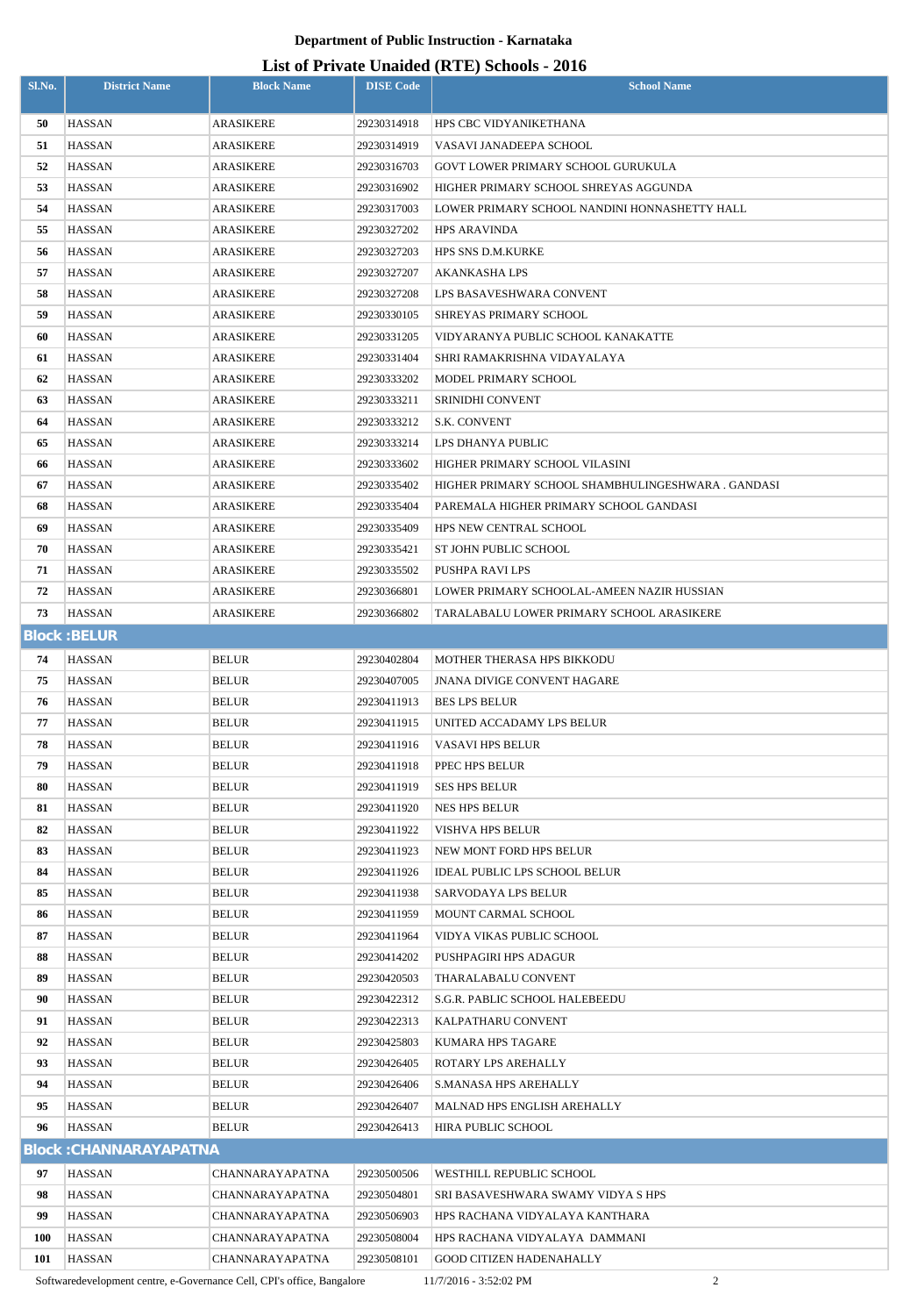**Department of Public Instruction - Karnataka**

**List of Private Unaided (RTE) Schools - 2016**

| Sl.No. | District Name | Block Name | DISE Code | School Name |
|---|---|---|---|---|
| 50 | HASSAN | ARASIKERE | 29230314918 | HPS CBC VIDYANIKETHANA |
| 51 | HASSAN | ARASIKERE | 29230314919 | VASAVI JANADEEPA SCHOOL |
| 52 | HASSAN | ARASIKERE | 29230316703 | GOVT LOWER PRIMARY SCHOOL GURUKULA |
| 53 | HASSAN | ARASIKERE | 29230316902 | HIGHER PRIMARY SCHOOL SHREYAS AGGUNDA |
| 54 | HASSAN | ARASIKERE | 29230317003 | LOWER PRIMARY SCHOOL NANDINI HONNASHETTY HALL |
| 55 | HASSAN | ARASIKERE | 29230327202 | HPS ARAVINDA |
| 56 | HASSAN | ARASIKERE | 29230327203 | HPS SNS D.M.KURKE |
| 57 | HASSAN | ARASIKERE | 29230327207 | AKANKASHA LPS |
| 58 | HASSAN | ARASIKERE | 29230327208 | LPS BASAVESHWARA CONVENT |
| 59 | HASSAN | ARASIKERE | 29230330105 | SHREYAS PRIMARY SCHOOL |
| 60 | HASSAN | ARASIKERE | 29230331205 | VIDYARANYA PUBLIC SCHOOL KANAKATTE |
| 61 | HASSAN | ARASIKERE | 29230331404 | SHRI RAMAKRISHNA VIDAYALAYA |
| 62 | HASSAN | ARASIKERE | 29230333202 | MODEL PRIMARY SCHOOL |
| 63 | HASSAN | ARASIKERE | 29230333211 | SRINIDHI CONVENT |
| 64 | HASSAN | ARASIKERE | 29230333212 | S.K. CONVENT |
| 65 | HASSAN | ARASIKERE | 29230333214 | LPS DHANYA PUBLIC |
| 66 | HASSAN | ARASIKERE | 29230333602 | HIGHER PRIMARY SCHOOL VILASINI |
| 67 | HASSAN | ARASIKERE | 29230335402 | HIGHER PRIMARY SCHOOL SHAMBHULINGESHWARA . GANDASI |
| 68 | HASSAN | ARASIKERE | 29230335404 | PAREMALA HIGHER PRIMARY SCHOOL GANDASI |
| 69 | HASSAN | ARASIKERE | 29230335409 | HPS NEW CENTRAL SCHOOL |
| 70 | HASSAN | ARASIKERE | 29230335421 | ST JOHN PUBLIC SCHOOL |
| 71 | HASSAN | ARASIKERE | 29230335502 | PUSHPA RAVI LPS |
| 72 | HASSAN | ARASIKERE | 29230366801 | LOWER PRIMARY SCHOOLAL-AMEEN NAZIR HUSSIAN |
| 73 | HASSAN | ARASIKERE | 29230366802 | TARALABALU LOWER PRIMARY SCHOOL ARASIKERE |
| **Block :BELUR** | | | | |
| 74 | HASSAN | BELUR | 29230402804 | MOTHER THERASA HPS BIKKODU |
| 75 | HASSAN | BELUR | 29230407005 | JNANA DIVIGE CONVENT HAGARE |
| 76 | HASSAN | BELUR | 29230411913 | BES LPS BELUR |
| 77 | HASSAN | BELUR | 29230411915 | UNITED ACCADAMY LPS BELUR |
| 78 | HASSAN | BELUR | 29230411916 | VASAVI HPS BELUR |
| 79 | HASSAN | BELUR | 29230411918 | PPEC HPS BELUR |
| 80 | HASSAN | BELUR | 29230411919 | SES HPS BELUR |
| 81 | HASSAN | BELUR | 29230411920 | NES HPS BELUR |
| 82 | HASSAN | BELUR | 29230411922 | VISHVA HPS BELUR |
| 83 | HASSAN | BELUR | 29230411923 | NEW MONT FORD HPS BELUR |
| 84 | HASSAN | BELUR | 29230411926 | IDEAL PUBLIC LPS SCHOOL BELUR |
| 85 | HASSAN | BELUR | 29230411938 | SARVODAYA LPS BELUR |
| 86 | HASSAN | BELUR | 29230411959 | MOUNT CARMAL SCHOOL |
| 87 | HASSAN | BELUR | 29230411964 | VIDYA VIKAS PUBLIC SCHOOL |
| 88 | HASSAN | BELUR | 29230414202 | PUSHPAGIRI HPS ADAGUR |
| 89 | HASSAN | BELUR | 29230420503 | THARALABALU CONVENT |
| 90 | HASSAN | BELUR | 29230422312 | S.G.R. PABLIC SCHOOL HALEBEEDU |
| 91 | HASSAN | BELUR | 29230422313 | KALPATHARU CONVENT |
| 92 | HASSAN | BELUR | 29230425803 | KUMARA HPS TAGARE |
| 93 | HASSAN | BELUR | 29230426405 | ROTARY LPS AREHALLY |
| 94 | HASSAN | BELUR | 29230426406 | S.MANASA HPS AREHALLY |
| 95 | HASSAN | BELUR | 29230426407 | MALNAD HPS ENGLISH AREHALLY |
| 96 | HASSAN | BELUR | 29230426413 | HIRA PUBLIC SCHOOL |
| **Block :CHANNARAYAPATNA** | | | | |
| 97 | HASSAN | CHANNARAYAPATNA | 29230500506 | WESTHILL REPUBLIC SCHOOL |
| 98 | HASSAN | CHANNARAYAPATNA | 29230504801 | SRI BASAVESHWARA SWAMY VIDYA S HPS |
| 99 | HASSAN | CHANNARAYAPATNA | 29230506903 | HPS RACHANA VIDYALAYA KANTHARA |
| 100 | HASSAN | CHANNARAYAPATNA | 29230508004 | HPS RACHANA VIDYALAYA DAMMANI |
| 101 | HASSAN | CHANNARAYAPATNA | 29230508101 | GOOD CITIZEN HADENAHALLY |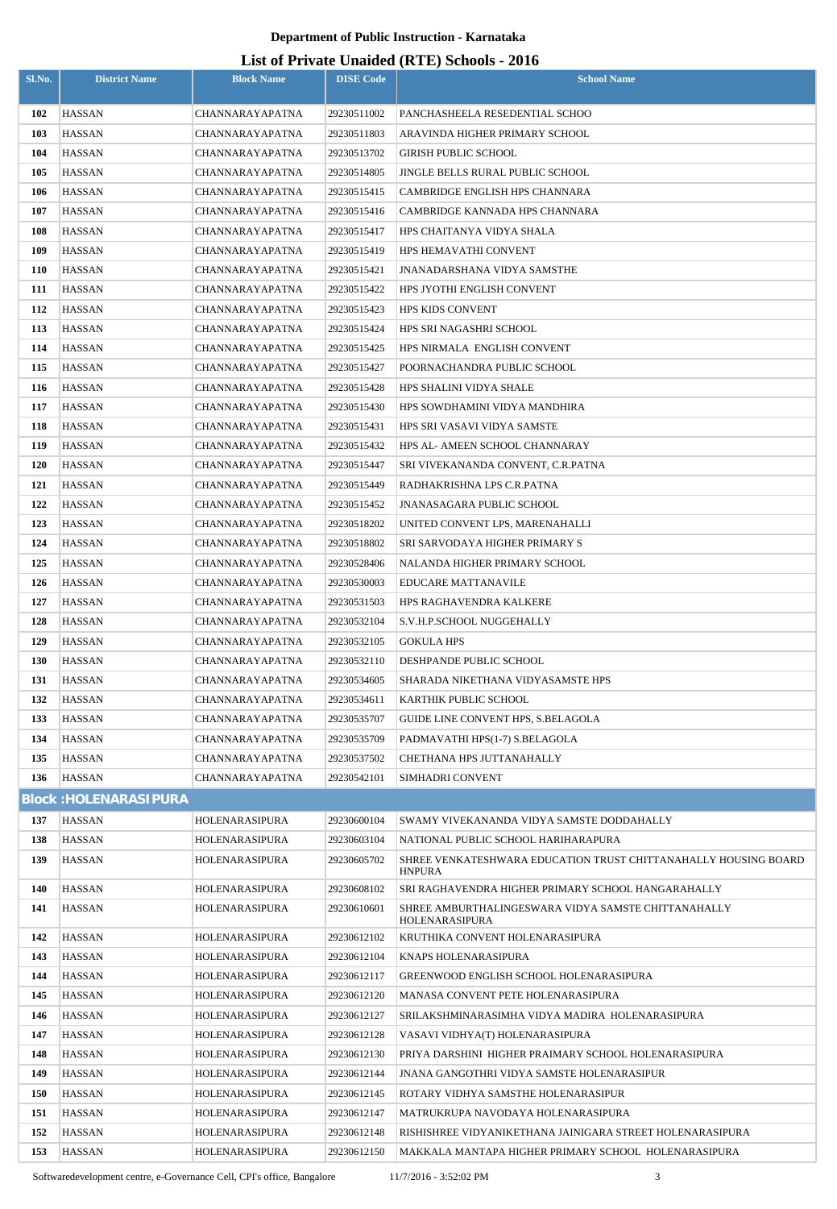**Department of Public Instruction - Karnataka**

**List of Private Unaided (RTE) Schools - 2016**

| Sl.No. | District Name | Block Name | DISE Code | School Name |
|---|---|---|---|---|
| 102 | HASSAN | CHANNARAYAPATNA | 29230511002 | PANCHASHEELA RESEDENTIAL SCHOO |
| 103 | HASSAN | CHANNARAYAPATNA | 29230511803 | ARAVINDA HIGHER PRIMARY SCHOOL |
| 104 | HASSAN | CHANNARAYAPATNA | 29230513702 | GIRISH PUBLIC SCHOOL |
| 105 | HASSAN | CHANNARAYAPATNA | 29230514805 | JINGLE BELLS RURAL PUBLIC SCHOOL |
| 106 | HASSAN | CHANNARAYAPATNA | 29230515415 | CAMBRIDGE ENGLISH HPS CHANNARA |
| 107 | HASSAN | CHANNARAYAPATNA | 29230515416 | CAMBRIDGE KANNADA HPS CHANNARA |
| 108 | HASSAN | CHANNARAYAPATNA | 29230515417 | HPS CHAITANYA VIDYA SHALA |
| 109 | HASSAN | CHANNARAYAPATNA | 29230515419 | HPS HEMAVATHI CONVENT |
| 110 | HASSAN | CHANNARAYAPATNA | 29230515421 | JNANADARSHANA VIDYA SAMSTHE |
| 111 | HASSAN | CHANNARAYAPATNA | 29230515422 | HPS JYOTHI ENGLISH CONVENT |
| 112 | HASSAN | CHANNARAYAPATNA | 29230515423 | HPS KIDS CONVENT |
| 113 | HASSAN | CHANNARAYAPATNA | 29230515424 | HPS SRI NAGASHRI SCHOOL |
| 114 | HASSAN | CHANNARAYAPATNA | 29230515425 | HPS NIRMALA ENGLISH CONVENT |
| 115 | HASSAN | CHANNARAYAPATNA | 29230515427 | POORNACHANDRA PUBLIC SCHOOL |
| 116 | HASSAN | CHANNARAYAPATNA | 29230515428 | HPS SHALINI VIDYA SHALE |
| 117 | HASSAN | CHANNARAYAPATNA | 29230515430 | HPS SOWDHAMINI VIDYA MANDHIRA |
| 118 | HASSAN | CHANNARAYAPATNA | 29230515431 | HPS SRI VASAVI VIDYA SAMSTE |
| 119 | HASSAN | CHANNARAYAPATNA | 29230515432 | HPS AL- AMEEN SCHOOL CHANNARAY |
| 120 | HASSAN | CHANNARAYAPATNA | 29230515447 | SRI VIVEKANANDA CONVENT, C.R.PATNA |
| 121 | HASSAN | CHANNARAYAPATNA | 29230515449 | RADHAKRISHNA LPS C.R.PATNA |
| 122 | HASSAN | CHANNARAYAPATNA | 29230515452 | JNANASAGARA PUBLIC SCHOOL |
| 123 | HASSAN | CHANNARAYAPATNA | 29230518202 | UNITED CONVENT LPS, MARENAHALLI |
| 124 | HASSAN | CHANNARAYAPATNA | 29230518802 | SRI SARVODAYA HIGHER PRIMARY S |
| 125 | HASSAN | CHANNARAYAPATNA | 29230528406 | NALANDA HIGHER PRIMARY SCHOOL |
| 126 | HASSAN | CHANNARAYAPATNA | 29230530003 | EDUCARE MATTANAVILE |
| 127 | HASSAN | CHANNARAYAPATNA | 29230531503 | HPS RAGHAVENDRA KALKERE |
| 128 | HASSAN | CHANNARAYAPATNA | 29230532104 | S.V.H.P.SCHOOL NUGGEHALLY |
| 129 | HASSAN | CHANNARAYAPATNA | 29230532105 | GOKULA HPS |
| 130 | HASSAN | CHANNARAYAPATNA | 29230532110 | DESHPANDE PUBLIC SCHOOL |
| 131 | HASSAN | CHANNARAYAPATNA | 29230534605 | SHARADA NIKETHANA VIDYASAMSTE HPS |
| 132 | HASSAN | CHANNARAYAPATNA | 29230534611 | KARTHIK PUBLIC SCHOOL |
| 133 | HASSAN | CHANNARAYAPATNA | 29230535707 | GUIDE LINE CONVENT HPS, S.BELAGOLA |
| 134 | HASSAN | CHANNARAYAPATNA | 29230535709 | PADMAVATHI HPS(1-7) S.BELAGOLA |
| 135 | HASSAN | CHANNARAYAPATNA | 29230537502 | CHETHANA HPS JUTTANAHALLY |
| 136 | HASSAN | CHANNARAYAPATNA | 29230542101 | SIMHADRI CONVENT |
| **Block :HOLENARASIPURA** | | | | |
| 137 | HASSAN | HOLENARASIPURA | 29230600104 | SWAMY VIVEKANANDA VIDYA SAMSTE DODDAHALLY |
| 138 | HASSAN | HOLENARASIPURA | 29230603104 | NATIONAL PUBLIC SCHOOL HARIHARAPURA |
| 139 | HASSAN | HOLENARASIPURA | 29230605702 | SHREE VENKATESHWARA EDUCATION TRUST CHITTANAHALLY HOUSING BOARD HNPURA |
| 140 | HASSAN | HOLENARASIPURA | 29230608102 | SRI RAGHAVENDRA HIGHER PRIMARY SCHOOL HANGARAHALLY |
| 141 | HASSAN | HOLENARASIPURA | 29230610601 | SHREE AMBURTHALINGESWARA VIDYA SAMSTE CHITTANAHALLY HOLENARASIPURA |
| 142 | HASSAN | HOLENARASIPURA | 29230612102 | KRUTHIKA CONVENT HOLENARASIPURA |
| 143 | HASSAN | HOLENARASIPURA | 29230612104 | KNAPS HOLENARASIPURA |
| 144 | HASSAN | HOLENARASIPURA | 29230612117 | GREENWOOD ENGLISH SCHOOL HOLENARASIPURA |
| 145 | HASSAN | HOLENARASIPURA | 29230612120 | MANASA CONVENT PETE HOLENARASIPURA |
| 146 | HASSAN | HOLENARASIPURA | 29230612127 | SRILAKSHMINARASIMHA VIDYA MADIRA HOLENARASIPURA |
| 147 | HASSAN | HOLENARASIPURA | 29230612128 | VASAVI VIDHYA(T) HOLENARASIPURA |
| 148 | HASSAN | HOLENARASIPURA | 29230612130 | PRIYA DARSHINI HIGHER PRAIMARY SCHOOL HOLENARASIPURA |
| 149 | HASSAN | HOLENARASIPURA | 29230612144 | JNANA GANGOTHRI VIDYA SAMSTE HOLENARASIPUR |
| 150 | HASSAN | HOLENARASIPURA | 29230612145 | ROTARY VIDHYA SAMSTHE HOLENARASIPUR |
| 151 | HASSAN | HOLENARASIPURA | 29230612147 | MATRUKRUPA NAVODAYA HOLENARASIPURA |
| 152 | HASSAN | HOLENARASIPURA | 29230612148 | RISHISHREE VIDYANIKETHANA JAINIGARA STREET HOLENARASIPURA |
| 153 | HASSAN | HOLENARASIPURA | 29230612150 | MAKKALA MANTAPA HIGHER PRIMARY SCHOOL HOLENARASIPURA |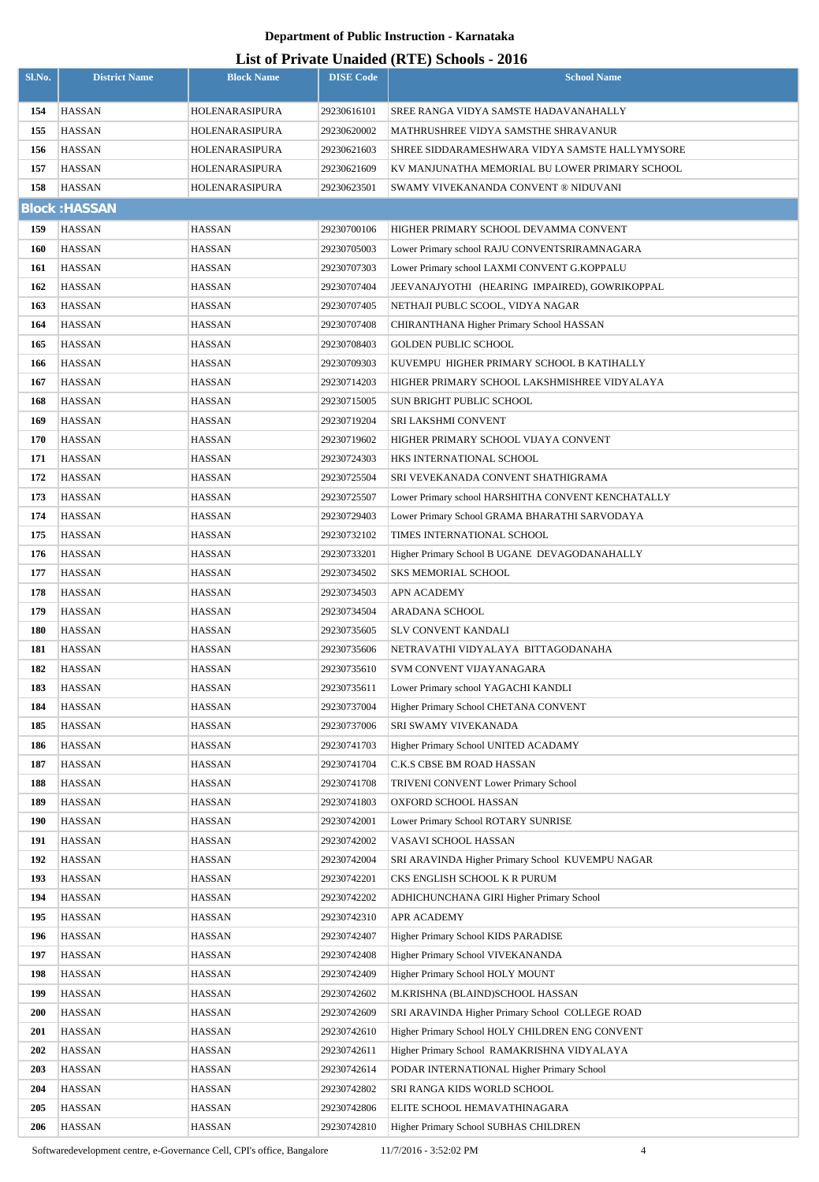**Department of Public Instruction - Karnataka**

# List of Private Unaided (RTE) Schools - 2016

| Sl.No. | District Name | Block Name | DISE Code | School Name |
|---|---|---|---|---|
| 154 | HASSAN | HOLENARASIPURA | 29230616101 | SREE RANGA VIDYA SAMSTE HADAVANAHALLY |
| 155 | HASSAN | HOLENARASIPURA | 29230620002 | MATHRUSHREE VIDYA SAMSTHE SHRAVANUR |
| 156 | HASSAN | HOLENARASIPURA | 29230621603 | SHREE SIDDARAMESHWARA VIDYA SAMSTE HALLYMYSORE |
| 157 | HASSAN | HOLENARASIPURA | 29230621609 | KV MANJUNATHA MEMORIAL BU LOWER PRIMARY SCHOOL |
| 158 | HASSAN | HOLENARASIPURA | 29230623501 | SWAMY VIVEKANANDA CONVENT ® NIDUVANI |
| **Block :HASSAN** | | | | |
| 159 | HASSAN | HASSAN | 29230700106 | HIGHER PRIMARY SCHOOL DEVAMMA CONVENT |
| 160 | HASSAN | HASSAN | 29230705003 | Lower Primary school RAJU CONVENTSRIRAMNAGARA |
| 161 | HASSAN | HASSAN | 29230707303 | Lower Primary school LAXMI CONVENT G.KOPPALU |
| 162 | HASSAN | HASSAN | 29230707404 | JEEVANAJYOTHI (HEARING IMPAIRED), GOWRIKOPPAL |
| 163 | HASSAN | HASSAN | 29230707405 | NETHAJI PUBLC SCOOL, VIDYA NAGAR |
| 164 | HASSAN | HASSAN | 29230707408 | CHIRANTHANA Higher Primary School HASSAN |
| 165 | HASSAN | HASSAN | 29230708403 | GOLDEN PUBLIC SCHOOL |
| 166 | HASSAN | HASSAN | 29230709303 | KUVEMPU HIGHER PRIMARY SCHOOL B KATIHALLY |
| 167 | HASSAN | HASSAN | 29230714203 | HIGHER PRIMARY SCHOOL LAKSHMISHREE VIDYALAYA |
| 168 | HASSAN | HASSAN | 29230715005 | SUN BRIGHT PUBLIC SCHOOL |
| 169 | HASSAN | HASSAN | 29230719204 | SRI LAKSHMI CONVENT |
| 170 | HASSAN | HASSAN | 29230719602 | HIGHER PRIMARY SCHOOL VIJAYA CONVENT |
| 171 | HASSAN | HASSAN | 29230724303 | HKS INTERNATIONAL SCHOOL |
| 172 | HASSAN | HASSAN | 29230725504 | SRI VEVEKANADA CONVENT SHATHIGRAMA |
| 173 | HASSAN | HASSAN | 29230725507 | Lower Primary school HARSHITHA CONVENT KENCHATALLY |
| 174 | HASSAN | HASSAN | 29230729403 | Lower Primary School GRAMA BHARATHI SARVODAYA |
| 175 | HASSAN | HASSAN | 29230732102 | TIMES INTERNATIONAL SCHOOL |
| 176 | HASSAN | HASSAN | 29230733201 | Higher Primary School B UGANE DEVAGODANAHALLY |
| 177 | HASSAN | HASSAN | 29230734502 | SKS MEMORIAL SCHOOL |
| 178 | HASSAN | HASSAN | 29230734503 | APN ACADEMY |
| 179 | HASSAN | HASSAN | 29230734504 | ARADANA SCHOOL |
| 180 | HASSAN | HASSAN | 29230735605 | SLV CONVENT KANDALI |
| 181 | HASSAN | HASSAN | 29230735606 | NETRAVATHI VIDYALAYA BITTAGODANAHA |
| 182 | HASSAN | HASSAN | 29230735610 | SVM CONVENT VIJAYANAGARA |
| 183 | HASSAN | HASSAN | 29230735611 | Lower Primary school YAGACHI KANDLI |
| 184 | HASSAN | HASSAN | 29230737004 | Higher Primary School CHETANA CONVENT |
| 185 | HASSAN | HASSAN | 29230737006 | SRI SWAMY VIVEKANADA |
| 186 | HASSAN | HASSAN | 29230741703 | Higher Primary School UNITED ACADAMY |
| 187 | HASSAN | HASSAN | 29230741704 | C.K.S CBSE BM ROAD HASSAN |
| 188 | HASSAN | HASSAN | 29230741708 | TRIVENI CONVENT Lower Primary School |
| 189 | HASSAN | HASSAN | 29230741803 | OXFORD SCHOOL HASSAN |
| 190 | HASSAN | HASSAN | 29230742001 | Lower Primary School ROTARY SUNRISE |
| 191 | HASSAN | HASSAN | 29230742002 | VASAVI SCHOOL HASSAN |
| 192 | HASSAN | HASSAN | 29230742004 | SRI ARAVINDA Higher Primary School KUVEMPU NAGAR |
| 193 | HASSAN | HASSAN | 29230742201 | CKS ENGLISH SCHOOL K R PURUM |
| 194 | HASSAN | HASSAN | 29230742202 | ADHICHUNCHANA GIRI Higher Primary School |
| 195 | HASSAN | HASSAN | 29230742310 | APR ACADEMY |
| 196 | HASSAN | HASSAN | 29230742407 | Higher Primary School KIDS PARADISE |
| 197 | HASSAN | HASSAN | 29230742408 | Higher Primary School VIVEKANANDA |
| 198 | HASSAN | HASSAN | 29230742409 | Higher Primary School HOLY MOUNT |
| 199 | HASSAN | HASSAN | 29230742602 | M.KRISHNA (BLAIND)SCHOOL HASSAN |
| 200 | HASSAN | HASSAN | 29230742609 | SRI ARAVINDA Higher Primary School COLLEGE ROAD |
| 201 | HASSAN | HASSAN | 29230742610 | Higher Primary School HOLY CHILDREN ENG CONVENT |
| 202 | HASSAN | HASSAN | 29230742611 | Higher Primary School RAMAKRISHNA VIDYALAYA |
| 203 | HASSAN | HASSAN | 29230742614 | PODAR INTERNATIONAL Higher Primary School |
| 204 | HASSAN | HASSAN | 29230742802 | SRI RANGA KIDS WORLD SCHOOL |
| 205 | HASSAN | HASSAN | 29230742806 | ELITE SCHOOL HEMAVATHINAGARA |
| 206 | HASSAN | HASSAN | 29230742810 | Higher Primary School SUBHAS CHILDREN |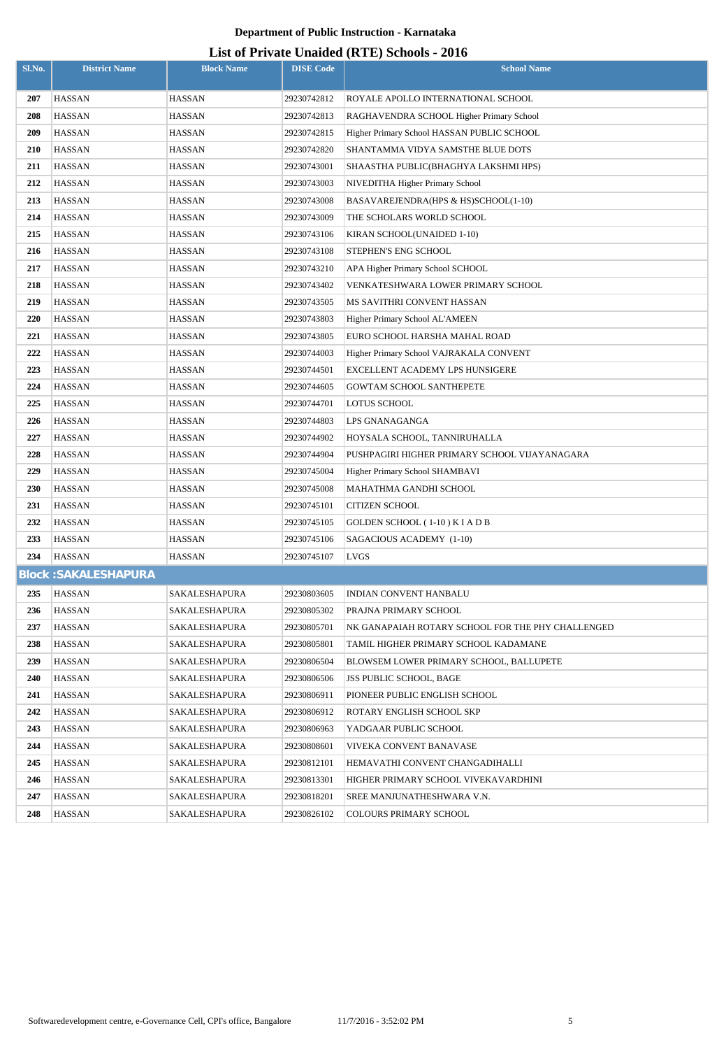**Department of Public Instruction - Karnataka**

**List of Private Unaided (RTE) Schools - 2016**

| Sl.No. | District Name | Block Name | DISE Code | School Name |
|---|---|---|---|---|
| 207 | HASSAN | HASSAN | 29230742812 | ROYALE APOLLO INTERNATIONAL SCHOOL |
| 208 | HASSAN | HASSAN | 29230742813 | RAGHAVENDRA SCHOOL Higher Primary School |
| 209 | HASSAN | HASSAN | 29230742815 | Higher Primary School HASSAN PUBLIC SCHOOL |
| 210 | HASSAN | HASSAN | 29230742820 | SHANTAMMA VIDYA SAMSTHE BLUE DOTS |
| 211 | HASSAN | HASSAN | 29230743001 | SHAASTHA PUBLIC(BHAGHYA LAKSHMI HPS) |
| 212 | HASSAN | HASSAN | 29230743003 | NIVEDITHA Higher Primary School |
| 213 | HASSAN | HASSAN | 29230743008 | BASAVAREJENDRA(HPS & HS)SCHOOL(1-10) |
| 214 | HASSAN | HASSAN | 29230743009 | THE SCHOLARS WORLD SCHOOL |
| 215 | HASSAN | HASSAN | 29230743106 | KIRAN SCHOOL(UNAIDED 1-10) |
| 216 | HASSAN | HASSAN | 29230743108 | STEPHEN'S ENG SCHOOL |
| 217 | HASSAN | HASSAN | 29230743210 | APA Higher Primary School SCHOOL |
| 218 | HASSAN | HASSAN | 29230743402 | VENKATESHWARA LOWER PRIMARY SCHOOL |
| 219 | HASSAN | HASSAN | 29230743505 | MS SAVITHRI CONVENT HASSAN |
| 220 | HASSAN | HASSAN | 29230743803 | Higher Primary School AL'AMEEN |
| 221 | HASSAN | HASSAN | 29230743805 | EURO SCHOOL HARSHA MAHAL ROAD |
| 222 | HASSAN | HASSAN | 29230744003 | Higher Primary School VAJRAKALA CONVENT |
| 223 | HASSAN | HASSAN | 29230744501 | EXCELLENT ACADEMY LPS HUNSIGERE |
| 224 | HASSAN | HASSAN | 29230744605 | GOWTAM SCHOOL SANTHEPETE |
| 225 | HASSAN | HASSAN | 29230744701 | LOTUS SCHOOL |
| 226 | HASSAN | HASSAN | 29230744803 | LPS GNANAGANGA |
| 227 | HASSAN | HASSAN | 29230744902 | HOYSALA SCHOOL, TANNIRUHALLA |
| 228 | HASSAN | HASSAN | 29230744904 | PUSHPAGIRI HIGHER PRIMARY SCHOOL VIJAYANAGARA |
| 229 | HASSAN | HASSAN | 29230745004 | Higher Primary School SHAMBAVI |
| 230 | HASSAN | HASSAN | 29230745008 | MAHATHMA GANDHI SCHOOL |
| 231 | HASSAN | HASSAN | 29230745101 | CITIZEN SCHOOL |
| 232 | HASSAN | HASSAN | 29230745105 | GOLDEN SCHOOL ( 1-10 ) K I A D B |
| 233 | HASSAN | HASSAN | 29230745106 | SAGACIOUS ACADEMY (1-10) |
| 234 | HASSAN | HASSAN | 29230745107 | LVGS |
| **Block :SAKALESHAPURA** | | | | |
| 235 | HASSAN | SAKALESHAPURA | 29230803605 | INDIAN CONVENT HANBALU |
| 236 | HASSAN | SAKALESHAPURA | 29230805302 | PRAJNA PRIMARY SCHOOL |
| 237 | HASSAN | SAKALESHAPURA | 29230805701 | NK GANAPAIAH ROTARY SCHOOL FOR THE PHY CHALLENGED |
| 238 | HASSAN | SAKALESHAPURA | 29230805801 | TAMIL HIGHER PRIMARY SCHOOL KADAMANE |
| 239 | HASSAN | SAKALESHAPURA | 29230806504 | BLOWSEM LOWER PRIMARY SCHOOL, BALLUPETE |
| 240 | HASSAN | SAKALESHAPURA | 29230806506 | JSS PUBLIC SCHOOL, BAGE |
| 241 | HASSAN | SAKALESHAPURA | 29230806911 | PIONEER PUBLIC ENGLISH SCHOOL |
| 242 | HASSAN | SAKALESHAPURA | 29230806912 | ROTARY ENGLISH SCHOOL SKP |
| 243 | HASSAN | SAKALESHAPURA | 29230806963 | YADGAAR PUBLIC SCHOOL |
| 244 | HASSAN | SAKALESHAPURA | 29230808601 | VIVEKA CONVENT BANAVASE |
| 245 | HASSAN | SAKALESHAPURA | 29230812101 | HEMAVATHI CONVENT CHANGADIHALLI |
| 246 | HASSAN | SAKALESHAPURA | 29230813301 | HIGHER PRIMARY SCHOOL VIVEKAVARDHINI |
| 247 | HASSAN | SAKALESHAPURA | 29230818201 | SREE MANJUNATHESHWARA V.N. |
| 248 | HASSAN | SAKALESHAPURA | 29230826102 | COLOURS PRIMARY SCHOOL |

Softwaredevelopment centre, e-Governance Cell, CPI's office, Bangalore    11/7/2016 - 3:52:02 PM